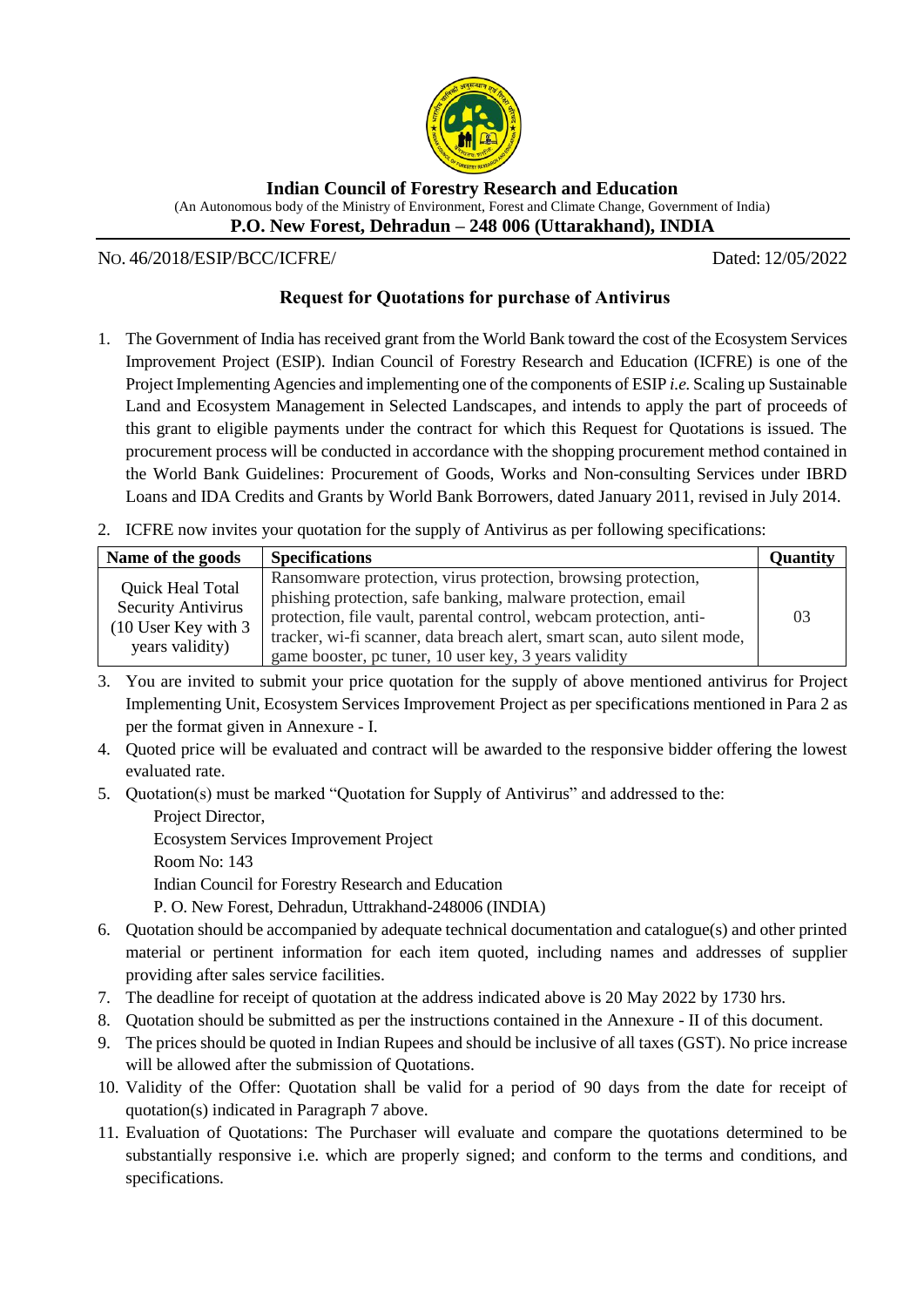# Indian Council of Forestry Research and Education

(An Autonomous body of the Ministry of Environment, Forest and Climate Change, Government of India)

**P.O. New Forest, Dehradun – 248 006 (Uttarakhand), INDIA**

NO. 46/2018/ESIP/BCC/ICFRE/ Dated: 12/05/2022

## Request for Quotations for purchase of Antivirus

1. The Government of India has received grant from the World Bank toward the cost of the Ecosystem Services Improvement Project (ESIP). Indian Council of Forestry Research and Education (ICFRE) is one of the Project Implementing Agencies and implementing one of the components of ESIP *i.e.* Scaling up Sustainable Land and Ecosystem Management in Selected Landscapes, and intends to apply the part of proceeds of this grant to eligible payments under the contract for which this Request for Quotations is issued. The procurement process will be conducted in accordance with the shopping procurement method contained in the World Bank Guidelines: Procurement of Goods, Works and Non-consulting Services under IBRD Loans and IDA Credits and Grants by World Bank Borrowers, dated January 2011, revised in July 2014.
2. ICFRE now invites your quotation for the supply of Antivirus as per following specifications:

| Name of the goods | Specifications | Quantity |
|---|---|---|
| Quick Heal Total Security Antivirus (10 User Key with 3 years validity) | Ransomware protection, virus protection, browsing protection, phishing protection, safe banking, malware protection, email protection, file vault, parental control, webcam protection, anti-tracker, wi-fi scanner, data breach alert, smart scan, auto silent mode, game booster, pc tuner, 10 user key, 3 years validity | 03 |

3. You are invited to submit your price quotation for the supply of above mentioned antivirus for Project Implementing Unit, Ecosystem Services Improvement Project as per specifications mentioned in Para 2 as per the format given in Annexure - I.
4. Quoted price will be evaluated and contract will be awarded to the responsive bidder offering the lowest evaluated rate.
5. Quotation(s) must be marked "Quotation for Supply of Antivirus" and addressed to the:

   Project Director,
   Ecosystem Services Improvement Project
   Room No: 143
   Indian Council for Forestry Research and Education
   P. O. New Forest, Dehradun, Uttrakhand-248006 (INDIA)
6. Quotation should be accompanied by adequate technical documentation and catalogue(s) and other printed material or pertinent information for each item quoted, including names and addresses of supplier providing after sales service facilities.
7. The deadline for receipt of quotation at the address indicated above is 20 May 2022 by 1730 hrs.
8. Quotation should be submitted as per the instructions contained in the Annexure - II of this document.
9. The prices should be quoted in Indian Rupees and should be inclusive of all taxes (GST). No price increase will be allowed after the submission of Quotations.
10. Validity of the Offer: Quotation shall be valid for a period of 90 days from the date for receipt of quotation(s) indicated in Paragraph 7 above.
11. Evaluation of Quotations: The Purchaser will evaluate and compare the quotations determined to be substantially responsive i.e. which are properly signed; and conform to the terms and conditions, and specifications.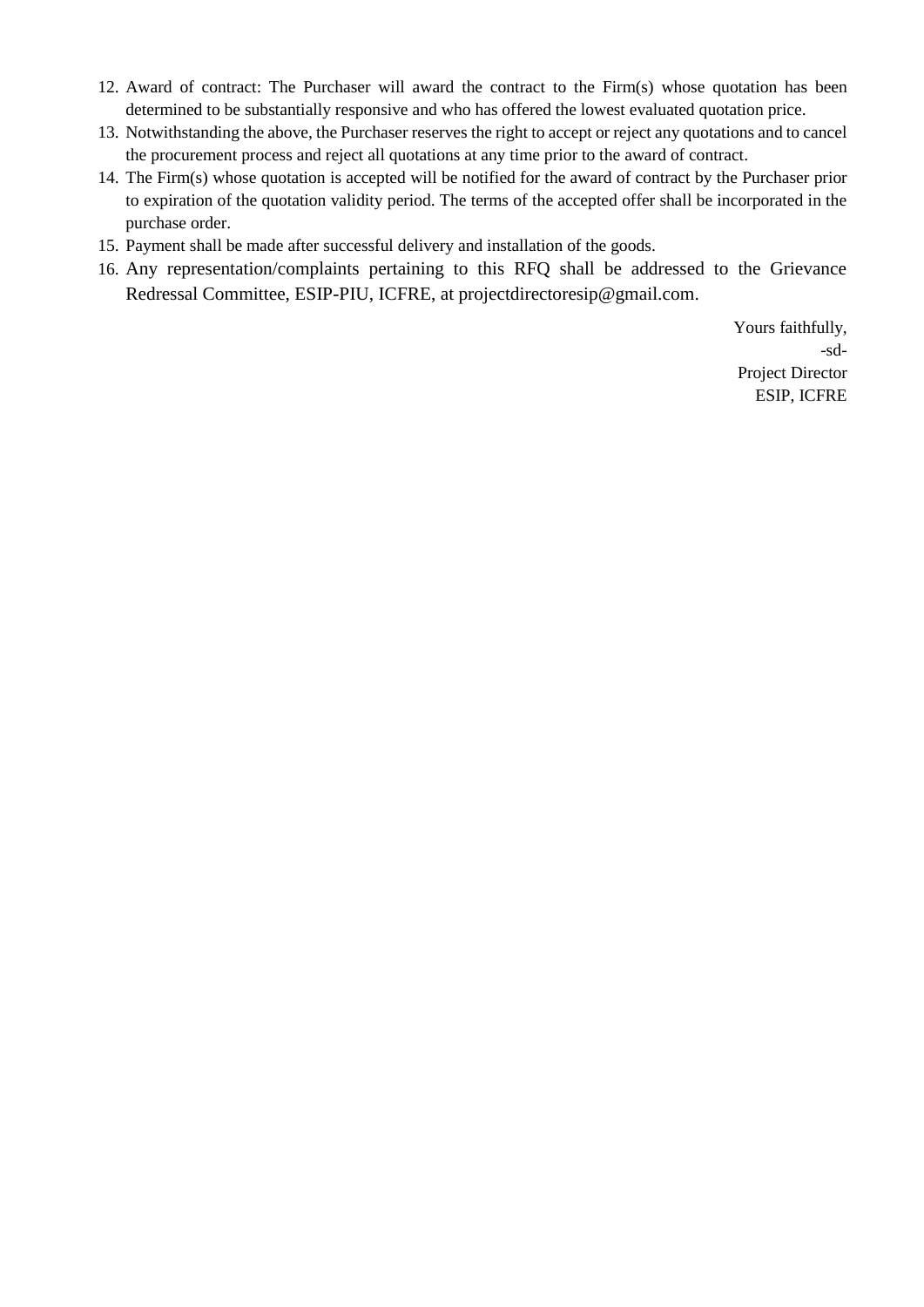12. Award of contract: The Purchaser will award the contract to the Firm(s) whose quotation has been determined to be substantially responsive and who has offered the lowest evaluated quotation price.
13. Notwithstanding the above, the Purchaser reserves the right to accept or reject any quotations and to cancel the procurement process and reject all quotations at any time prior to the award of contract.
14. The Firm(s) whose quotation is accepted will be notified for the award of contract by the Purchaser prior to expiration of the quotation validity period. The terms of the accepted offer shall be incorporated in the purchase order.
15. Payment shall be made after successful delivery and installation of the goods.
16. Any representation/complaints pertaining to this RFQ shall be addressed to the Grievance Redressal Committee, ESIP-PIU, ICFRE, at projectdirectoresip@gmail.com.

Yours faithfully,  
-sd-  
Project Director  
ESIP, ICFRE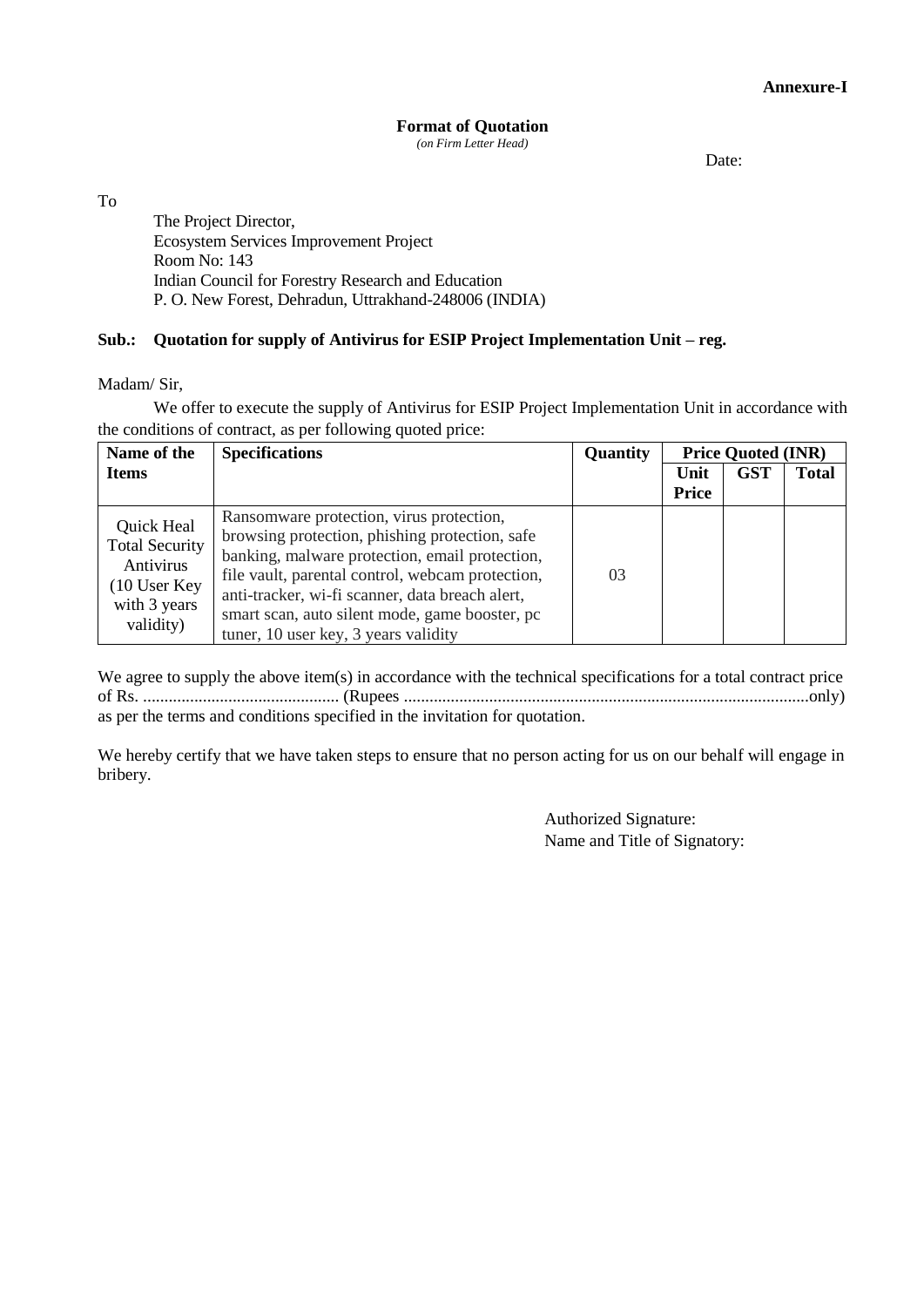**Annexure-I**

**Format of Quotation**

*(on Firm Letter Head)*

Date:

To

The Project Director,
Ecosystem Services Improvement Project
Room No: 143
Indian Council for Forestry Research and Education
P. O. New Forest, Dehradun, Uttrakhand-248006 (INDIA)

**Sub.: Quotation for supply of Antivirus for ESIP Project Implementation Unit – reg.**

Madam/ Sir,

We offer to execute the supply of Antivirus for ESIP Project Implementation Unit in accordance with the conditions of contract, as per following quoted price:

| Name of the Items | Specifications | Quantity | Price Quoted (INR) | | |
|---|---|---|---|---|---|
| | | | Unit Price | GST | Total |
| Quick Heal Total Security Antivirus (10 User Key with 3 years validity) | Ransomware protection, virus protection, browsing protection, phishing protection, safe banking, malware protection, email protection, file vault, parental control, webcam protection, anti-tracker, wi-fi scanner, data breach alert, smart scan, auto silent mode, game booster, pc tuner, 10 user key, 3 years validity | 03 | | | |

We agree to supply the above item(s) in accordance with the technical specifications for a total contract price of Rs. ............................................ (Rupees ..............................................................................................only) as per the terms and conditions specified in the invitation for quotation.

We hereby certify that we have taken steps to ensure that no person acting for us on our behalf will engage in bribery.

Authorized Signature:

Name and Title of Signatory: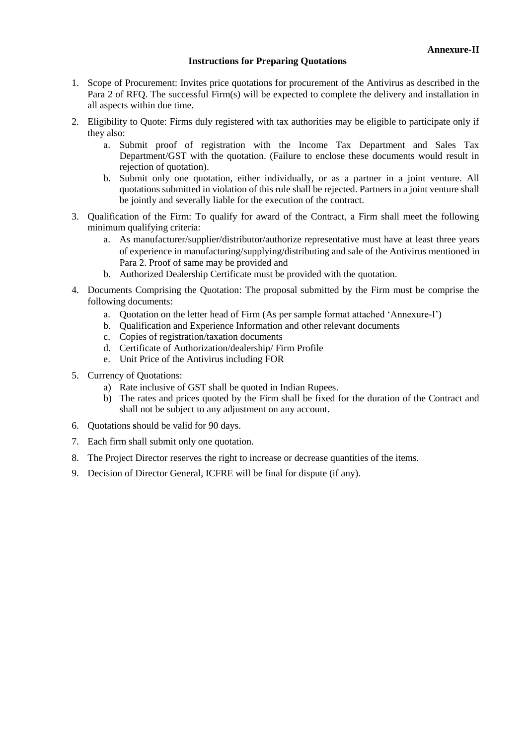**Annexure-II**

## Instructions for Preparing Quotations

1. Scope of Procurement: Invites price quotations for procurement of the Antivirus as described in the Para 2 of RFQ. The successful Firm(s) will be expected to complete the delivery and installation in all aspects within due time.

2. Eligibility to Quote: Firms duly registered with tax authorities may be eligible to participate only if they also:
   a. Submit proof of registration with the Income Tax Department and Sales Tax Department/GST with the quotation. (Failure to enclose these documents would result in rejection of quotation).
   b. Submit only one quotation, either individually, or as a partner in a joint venture. All quotations submitted in violation of this rule shall be rejected. Partners in a joint venture shall be jointly and severally liable for the execution of the contract.

3. Qualification of the Firm: To qualify for award of the Contract, a Firm shall meet the following minimum qualifying criteria:
   a. As manufacturer/supplier/distributor/authorize representative must have at least three years of experience in manufacturing/supplying/distributing and sale of the Antivirus mentioned in Para 2. Proof of same may be provided and
   b. Authorized Dealership Certificate must be provided with the quotation.

4. Documents Comprising the Quotation: The proposal submitted by the Firm must be comprise the following documents:
   a. Quotation on the letter head of Firm (As per sample format attached 'Annexure-I')
   b. Qualification and Experience Information and other relevant documents
   c. Copies of registration/taxation documents
   d. Certificate of Authorization/dealership/ Firm Profile
   e. Unit Price of the Antivirus including FOR

5. Currency of Quotations:
   a) Rate inclusive of GST shall be quoted in Indian Rupees.
   b) The rates and prices quoted by the Firm shall be fixed for the duration of the Contract and shall not be subject to any adjustment on any account.

6. Quotations should be valid for 90 days.

7. Each firm shall submit only one quotation.

8. The Project Director reserves the right to increase or decrease quantities of the items.

9. Decision of Director General, ICFRE will be final for dispute (if any).